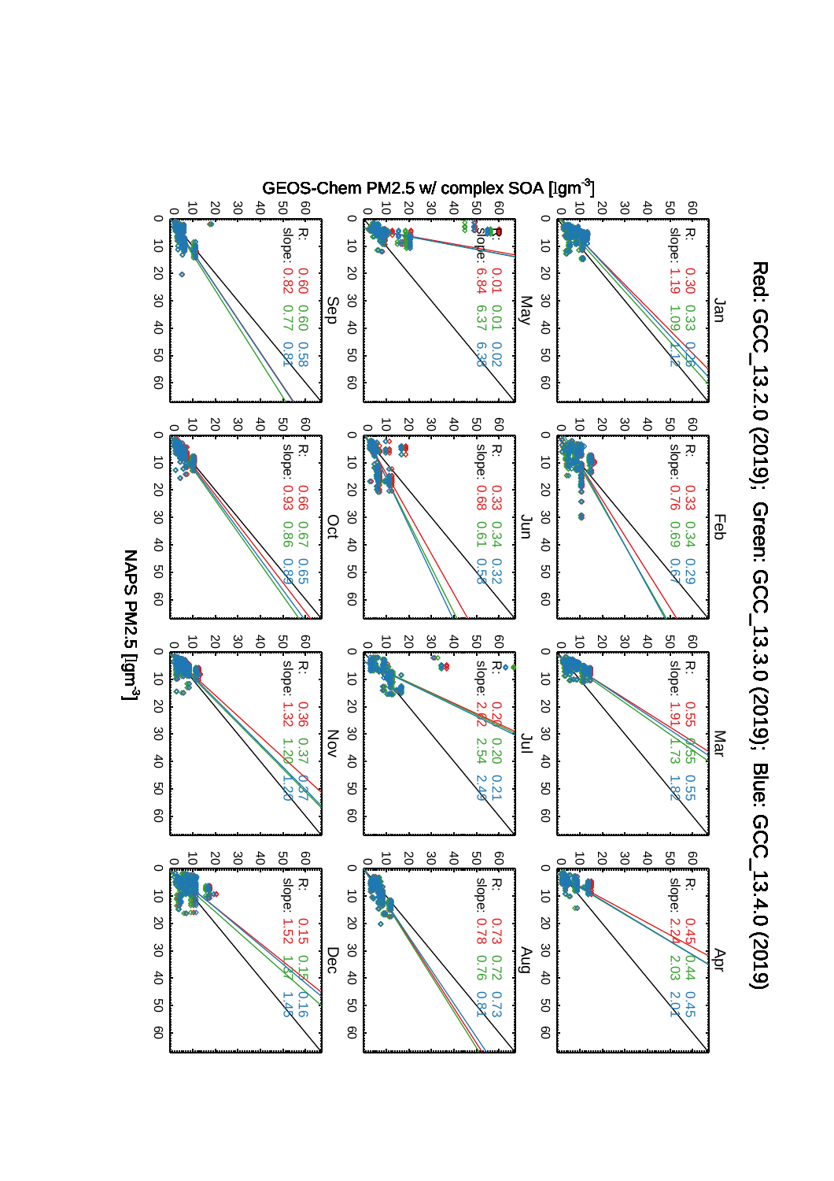# Red: GCC_13.2.0 (2019); Green: GCC_13.3.0 (2019); Blue: GCC_13.4.0 (2019)

| Month | R (Red) | R (Green) | R (Blue) | slope (Red) | slope (Green) | slope (Blue) |
|---|---|---|---|---|---|---|
| Jan | 0.30 | 0.33 | 0.28 | 1.19 | 1.09 | 1.12 |
| Feb | 0.33 | 0.34 | 0.29 | 0.76 | 0.69 | 0.67 |
| Mar | 0.55 | 0.55 | 0.55 | 1.91 | 1.73 | 1.82 |
| Apr | 0.45 | 0.44 | 0.45 | 2.24 | 2.03 | 2.01 |
| May | 0.01 | 0.01 | 0.02 | 6.84 | 6.37 | 6.38 |
| Jun | 0.33 | 0.34 | 0.32 | 0.68 | 0.61 | 0.58 |
| Jul | 0.20 | 0.20 | 0.21 | 2.62 | 2.54 | 2.49 |
| Aug | 0.73 | 0.72 | 0.73 | 0.78 | 0.76 | 0.81 |
| Sep | 0.60 | 0.60 | 0.58 | 0.82 | 0.77 | 0.81 |
| Oct | 0.66 | 0.67 | 0.65 | 0.93 | 0.86 | 0.89 |
| Nov | 0.36 | 0.37 | 0.37 | 1.32 | 1.20 | 1.20 |
| Dec | 0.15 | 0.15 | 0.16 | 1.52 | 1.51 | 1.45 |

Y-axis: GEOS-Chem PM2.5 w/ complex SOA [$\mu g m^{-3}$]

X-axis: NAPS PM2.5 [$\mu g m^{-3}$]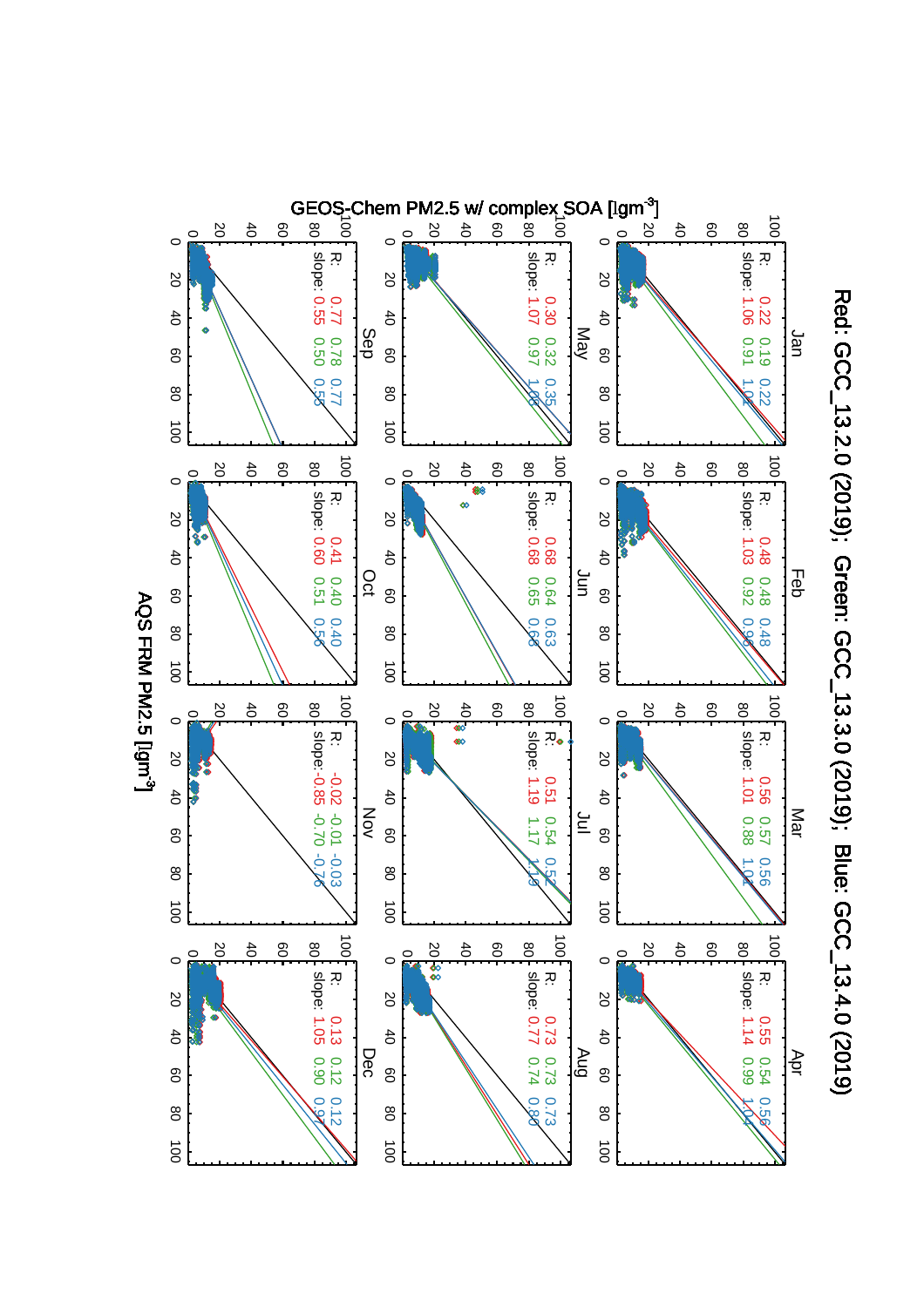# Red: GCC_13.2.0 (2019); Green: GCC_13.3.0 (2019); Blue: GCC_13.4.0 (2019)

Y-axis: GEOS-Chem PM2.5 w/ complex SOA [μgm$^{-3}$]

X-axis: AQS FRM PM2.5 [μgm$^{-3}$]

| Month | R (Red) | R (Green) | R (Blue) | slope (Red) | slope (Green) | slope (Blue) |
|---|---|---|---|---|---|---|
| Jan | 0.22 | 0.19 | 0.22 | 1.06 | 0.91 | 1.02 |
| Feb | 0.48 | 0.48 | 0.48 | 1.03 | 0.92 | 0.96 |
| Mar | 0.56 | 0.57 | 0.56 | 1.01 | 0.88 | 1.01 |
| Apr | 0.55 | 0.54 | 0.56 | 1.14 | 0.99 | 1.04 |
| May | 0.30 | 0.32 | 0.35 | 1.07 | 0.97 | 1.03 |
| Jun | 0.68 | 0.64 | 0.63 | 0.68 | 0.65 | 0.68 |
| Jul | 0.51 | 0.54 | 0.52 | 1.19 | 1.17 | 1.19 |
| Aug | 0.73 | 0.73 | 0.73 | 0.77 | 0.74 | 0.80 |
| Sep | 0.77 | 0.78 | 0.77 | 0.55 | 0.50 | 0.55 |
| Oct | 0.41 | 0.40 | 0.40 | 0.60 | 0.51 | 0.56 |
| Nov | -0.02 | -0.01 | -0.03 | -0.85 | -0.70 | -0.76 |
| Dec | 0.13 | 0.12 | 0.12 | 1.05 | 0.90 | 0.97 |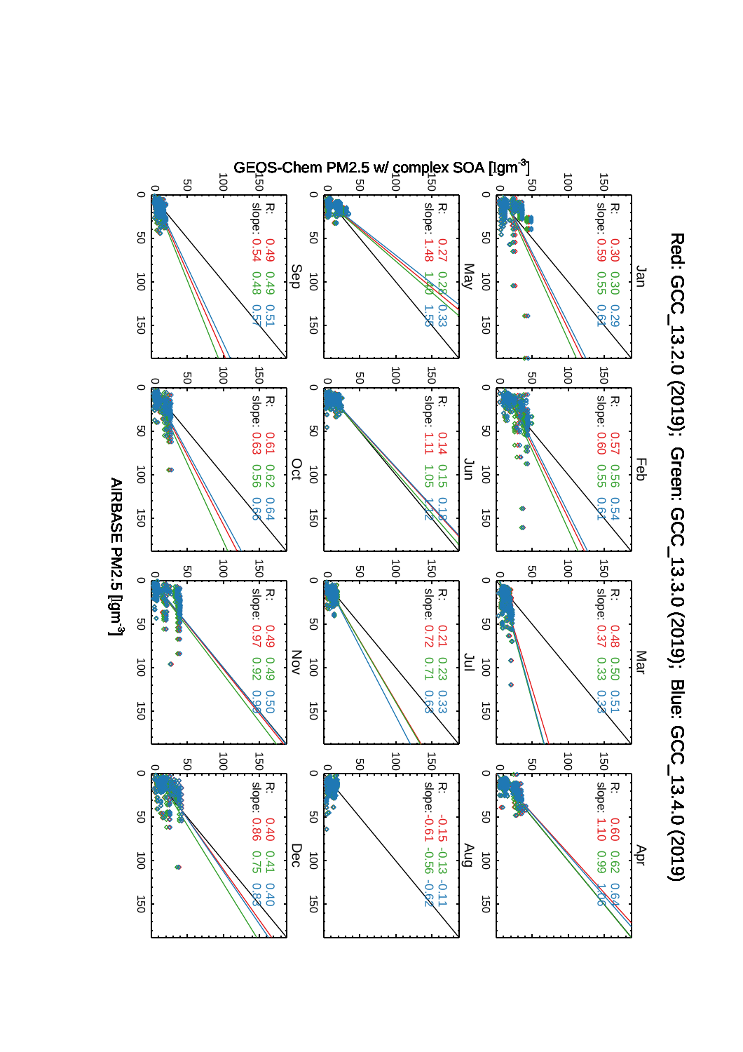Red: GCC_13.2.0 (2019); Green: GCC_13.3.0 (2019); Blue: GCC_13.4.0 (2019)

GEOS-Chem PM2.5 w/ complex SOA [$\mu gm^{-3}$]

AIRBASE PM2.5 [$\mu gm^{-3}$]

| Month | R (Red) | R (Green) | R (Blue) | slope (Red) | slope (Green) | slope (Blue) |
|---|---|---|---|---|---|---|
| Jan | 0.30 | 0.30 | 0.29 | 0.59 | 0.55 | 0.61 |
| Feb | 0.57 | 0.56 | 0.54 | 0.60 | 0.55 | 0.61 |
| Mar | 0.48 | 0.50 | 0.51 | 0.37 | 0.33 | 0.38 |
| Apr | 0.60 | 0.62 | 0.64 | 1.10 | 0.99 | 1.06 |
| May | 0.27 | 0.28 | 0.33 | 1.48 | 1.40 | 1.53 |
| Jun | 0.14 | 0.15 | 0.18 | 1.11 | 1.05 | 1.12 |
| Jul | 0.21 | 0.23 | 0.33 | 0.72 | 0.71 | 0.63 |
| Aug | -0.15 | -0.13 | -0.11 | -0.61 | -0.56 | -0.62 |
| Sep | 0.49 | 0.49 | 0.51 | 0.54 | 0.48 | 0.57 |
| Oct | 0.61 | 0.62 | 0.64 | 0.63 | 0.56 | 0.66 |
| Nov | 0.49 | 0.49 | 0.50 | 0.97 | 0.92 | 0.98 |
| Dec | 0.40 | 0.41 | 0.40 | 0.86 | 0.75 | 0.83 |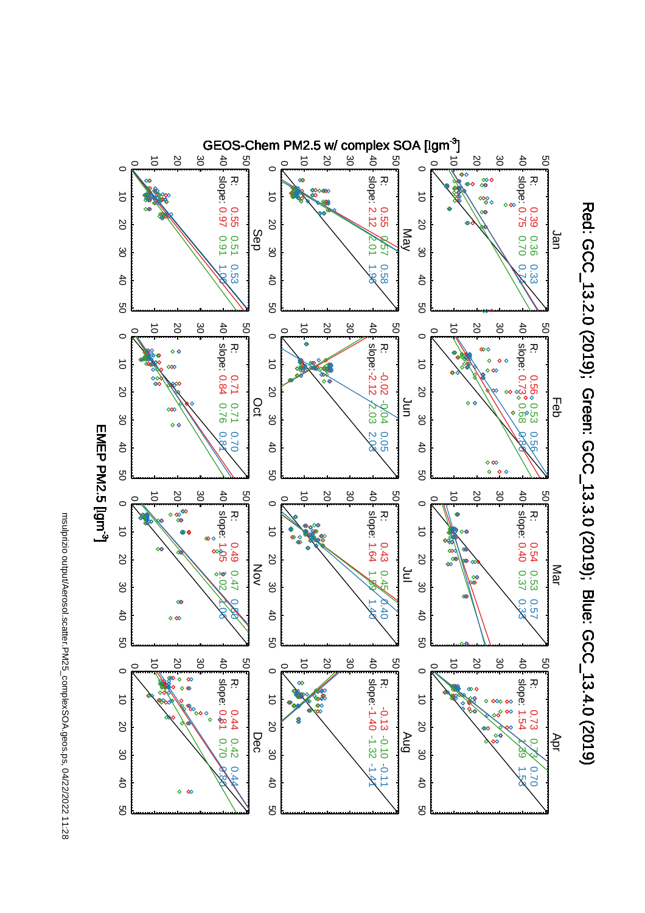Red: GCC_13.2.0 (2019); Green: GCC_13.3.0 (2019); Blue: GCC_13.4.0 (2019)

GEOS-Chem PM2.5 w/ complex SOA [μgm$^{-3}$]

EMEP PM2.5 [μgm$^{-3}$]

Jan
R: 0.39 0.36 0.33
slope: 0.75 0.70 0.74

Feb
R: 0.56 0.53 0.56
slope: 0.73 0.68 0.80

Mar
R: 0.54 0.53 0.57
slope: 0.40 0.37 0.38

Apr
R: 0.73 0.73 0.70
slope: 1.54 1.39 1.53

May
R: 0.55 0.57 0.58
slope: 2.12 2.01 1.98

Jun
R: -0.02 -0.04 0.05
slope: -2.12 -2.03 2.08

Jul
R: 0.43 0.45 0.40
slope: 1.64 1.39 1.40

Aug
R: -0.13 -0.10 -0.11
slope: -1.40 -1.32 -1.41

Sep
R: 0.55 0.51 0.53
slope: 0.97 0.91 1.00

Oct
R: 0.71 0.71 0.70
slope: 0.84 0.76 0.81

Nov
R: 0.49 0.47 0.50
slope: 1.05 1.02 1.06

Dec
R: 0.44 0.42 0.44
slope: 0.81 0.70 0.80

msulprizio output/Aerosol.scatter.PM25_complexSOA.geos.ps, 04/22/2022 11:28